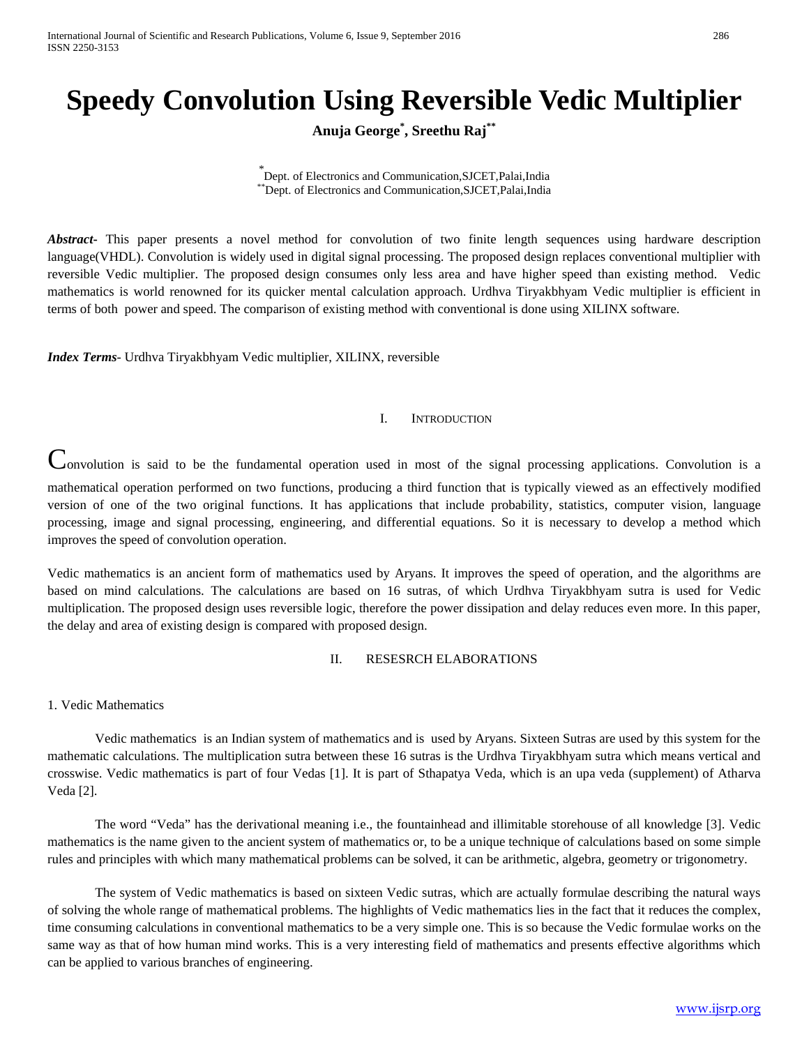# Speedy Convolution Using Reversible Vedic Multiplier

**Anuja George*, Sreethu Raj****

*Dept. of Electronics and Communication,SJCET,Palai,India
**Dept. of Electronics and Communication,SJCET,Palai,India

***Abstract***- This paper presents a novel method for convolution of two finite length sequences using hardware description language(VHDL). Convolution is widely used in digital signal processing. The proposed design replaces conventional multiplier with reversible Vedic multiplier. The proposed design consumes only less area and have higher speed than existing method. Vedic mathematics is world renowned for its quicker mental calculation approach. Urdhva Tiryakbhyam Vedic multiplier is efficient in terms of both power and speed. The comparison of existing method with conventional is done using XILINX software.

***Index Terms***- Urdhva Tiryakbhyam Vedic multiplier, XILINX, reversible

## I. Introduction

Convolution is said to be the fundamental operation used in most of the signal processing applications. Convolution is a mathematical operation performed on two functions, producing a third function that is typically viewed as an effectively modified version of one of the two original functions. It has applications that include probability, statistics, computer vision, language processing, image and signal processing, engineering, and differential equations. So it is necessary to develop a method which improves the speed of convolution operation.

Vedic mathematics is an ancient form of mathematics used by Aryans. It improves the speed of operation, and the algorithms are based on mind calculations. The calculations are based on 16 sutras, of which Urdhva Tiryakbhyam sutra is used for Vedic multiplication. The proposed design uses reversible logic, therefore the power dissipation and delay reduces even more. In this paper, the delay and area of existing design is compared with proposed design.

## II. RESESRCH ELABORATIONS

### 1. Vedic Mathematics

Vedic mathematics is an Indian system of mathematics and is used by Aryans. Sixteen Sutras are used by this system for the mathematic calculations. The multiplication sutra between these 16 sutras is the Urdhva Tiryakbhyam sutra which means vertical and crosswise. Vedic mathematics is part of four Vedas [1]. It is part of Sthapatya Veda, which is an upa veda (supplement) of Atharva Veda [2].

The word "Veda" has the derivational meaning i.e., the fountainhead and illimitable storehouse of all knowledge [3]. Vedic mathematics is the name given to the ancient system of mathematics or, to be a unique technique of calculations based on some simple rules and principles with which many mathematical problems can be solved, it can be arithmetic, algebra, geometry or trigonometry.

The system of Vedic mathematics is based on sixteen Vedic sutras, which are actually formulae describing the natural ways of solving the whole range of mathematical problems. The highlights of Vedic mathematics lies in the fact that it reduces the complex, time consuming calculations in conventional mathematics to be a very simple one. This is so because the Vedic formulae works on the same way as that of how human mind works. This is a very interesting field of mathematics and presents effective algorithms which can be applied to various branches of engineering.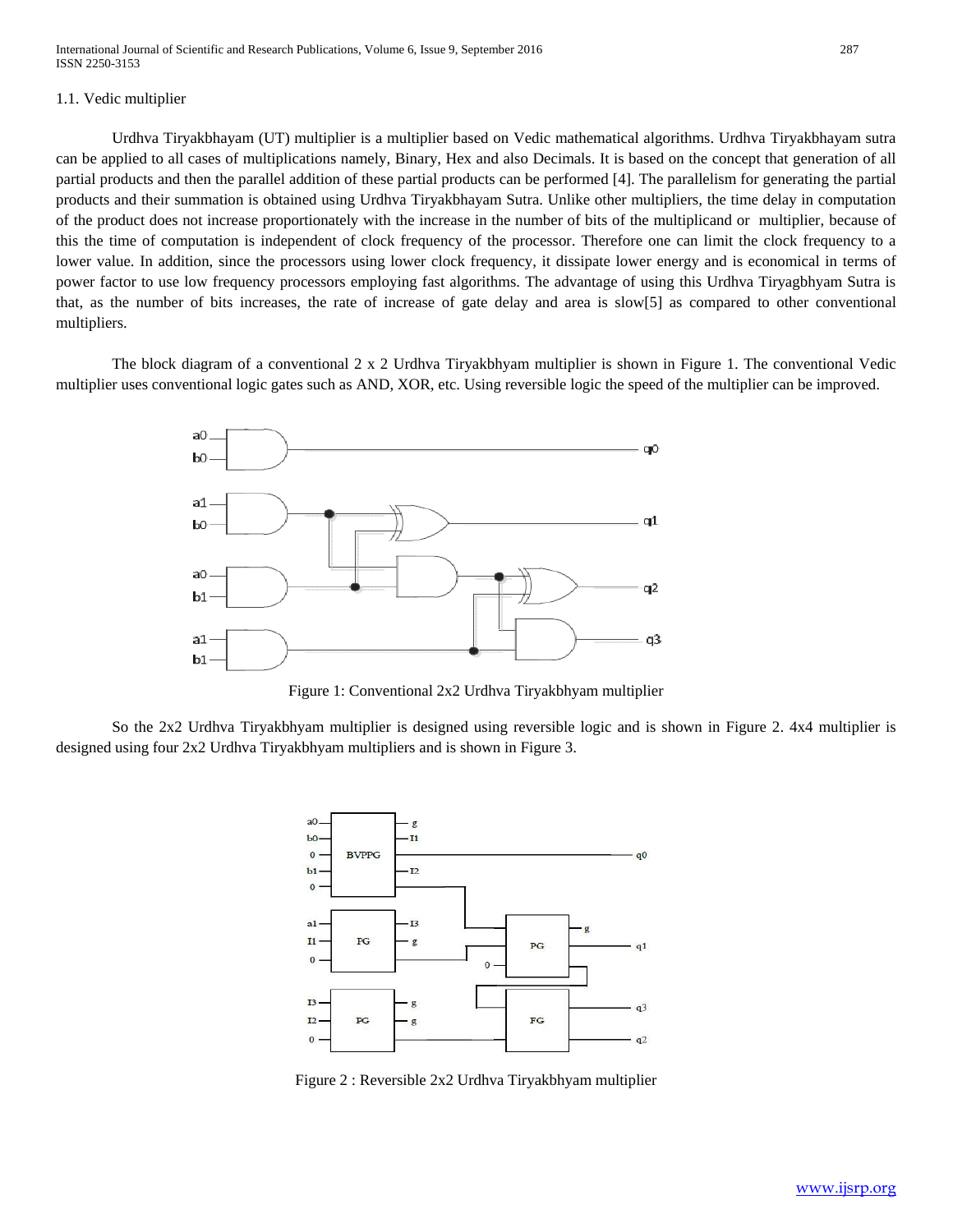1.1. Vedic multiplier

Urdhva Tiryakbhayam (UT) multiplier is a multiplier based on Vedic mathematical algorithms. Urdhva Tiryakbhayam sutra can be applied to all cases of multiplications namely, Binary, Hex and also Decimals. It is based on the concept that generation of all partial products and then the parallel addition of these partial products can be performed [4]. The parallelism for generating the partial products and their summation is obtained using Urdhva Tiryakbhayam Sutra. Unlike other multipliers, the time delay in computation of the product does not increase proportionately with the increase in the number of bits of the multiplicand or multiplier, because of this the time of computation is independent of clock frequency of the processor. Therefore one can limit the clock frequency to a lower value. In addition, since the processors using lower clock frequency, it dissipate lower energy and is economical in terms of power factor to use low frequency processors employing fast algorithms. The advantage of using this Urdhva Tiryagbhyam Sutra is that, as the number of bits increases, the rate of increase of gate delay and area is slow[5] as compared to other conventional multipliers.

The block diagram of a conventional 2 x 2 Urdhva Tiryakbhyam multiplier is shown in Figure 1. The conventional Vedic multiplier uses conventional logic gates such as AND, XOR, etc. Using reversible logic the speed of the multiplier can be improved.

Figure 1: Conventional 2x2 Urdhva Tiryakbhyam multiplier

So the 2x2 Urdhva Tiryakbhyam multiplier is designed using reversible logic and is shown in Figure 2. 4x4 multiplier is designed using four 2x2 Urdhva Tiryakbhyam multipliers and is shown in Figure 3.

Figure 2 : Reversible 2x2 Urdhva Tiryakbhyam multiplier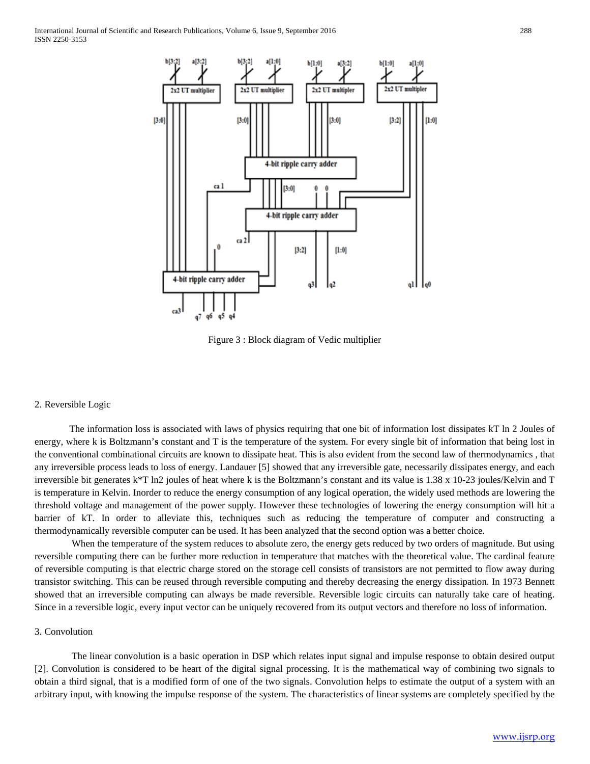Figure 3 : Block diagram of Vedic multiplier

2. Reversible Logic

The information loss is associated with laws of physics requiring that one bit of information lost dissipates kT ln 2 Joules of energy, where k is Boltzmann's constant and T is the temperature of the system. For every single bit of information that being lost in the conventional combinational circuits are known to dissipate heat. This is also evident from the second law of thermodynamics , that any irreversible process leads to loss of energy. Landauer [5] showed that any irreversible gate, necessarily dissipates energy, and each irreversible bit generates k*T ln2 joules of heat where k is the Boltzmann's constant and its value is 1.38 x 10-23 joules/Kelvin and T is temperature in Kelvin. Inorder to reduce the energy consumption of any logical operation, the widely used methods are lowering the threshold voltage and management of the power supply. However these technologies of lowering the energy consumption will hit a barrier of kT. In order to alleviate this, techniques such as reducing the temperature of computer and constructing a thermodynamically reversible computer can be used. It has been analyzed that the second option was a better choice.

When the temperature of the system reduces to absolute zero, the energy gets reduced by two orders of magnitude. But using reversible computing there can be further more reduction in temperature that matches with the theoretical value. The cardinal feature of reversible computing is that electric charge stored on the storage cell consists of transistors are not permitted to flow away during transistor switching. This can be reused through reversible computing and thereby decreasing the energy dissipation. In 1973 Bennett showed that an irreversible computing can always be made reversible. Reversible logic circuits can naturally take care of heating. Since in a reversible logic, every input vector can be uniquely recovered from its output vectors and therefore no loss of information.

3. Convolution

The linear convolution is a basic operation in DSP which relates input signal and impulse response to obtain desired output [2]. Convolution is considered to be heart of the digital signal processing. It is the mathematical way of combining two signals to obtain a third signal, that is a modified form of one of the two signals. Convolution helps to estimate the output of a system with an arbitrary input, with knowing the impulse response of the system. The characteristics of linear systems are completely specified by the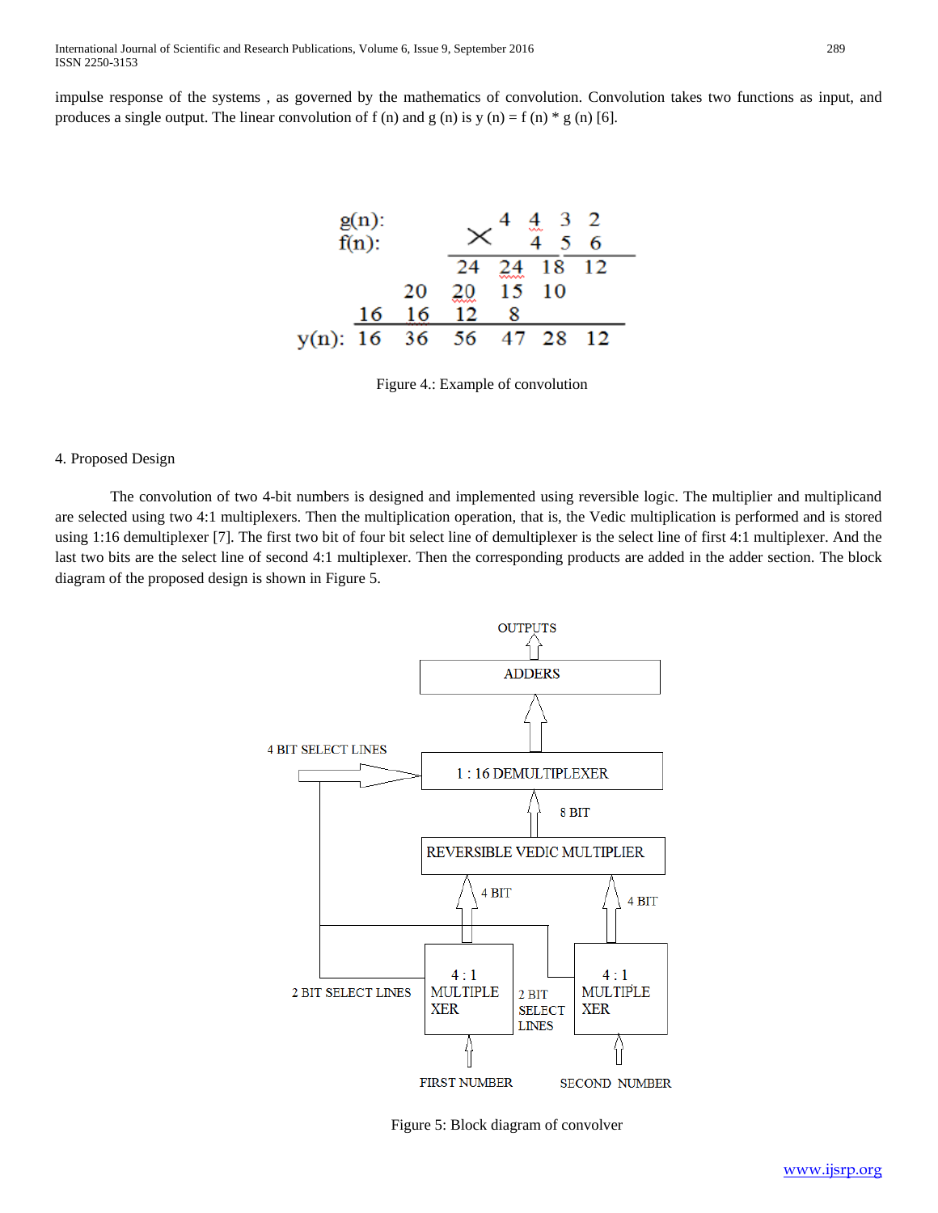impulse response of the systems , as governed by the mathematics of convolution. Convolution takes two functions as input, and produces a single output. The linear convolution of f (n) and g (n) is y (n) = f (n) * g (n) [6].

| | | | | | | |
|---|---|---|---|---|---|---|
| g(n): | | | 4 | 4 | 3 | 2 |
| f(n): | | | × | 4 | 5 | 6 |
| | | | 24 | 24 | 18 | 12 |
| | | 20 | 20 | 15 | 10 | |
| | 16 | 16 | 12 | 8 | | |
| y(n): | 16 | 36 | 56 | 47 | 28 | 12 |

Figure 4.: Example of convolution

4. Proposed Design

The convolution of two 4-bit numbers is designed and implemented using reversible logic. The multiplier and multiplicand are selected using two 4:1 multiplexers. Then the multiplication operation, that is, the Vedic multiplication is performed and is stored using 1:16 demultiplexer [7]. The first two bit of four bit select line of demultiplexer is the select line of first 4:1 multiplexer. And the last two bits are the select line of second 4:1 multiplexer. Then the corresponding products are added in the adder section. The block diagram of the proposed design is shown in Figure 5.

OUTPUTS

ADDERS

4 BIT SELECT LINES

1 : 16 DEMULTIPLEXER

8 BIT

REVERSIBLE VEDIC MULTIPLIER

4 BIT

4 BIT

2 BIT SELECT LINES

4 : 1 MULTIPLEXER

2 BIT SELECT LINES

4 : 1 MULTIPLEXER

FIRST NUMBER

SECOND NUMBER

Figure 5: Block diagram of convolver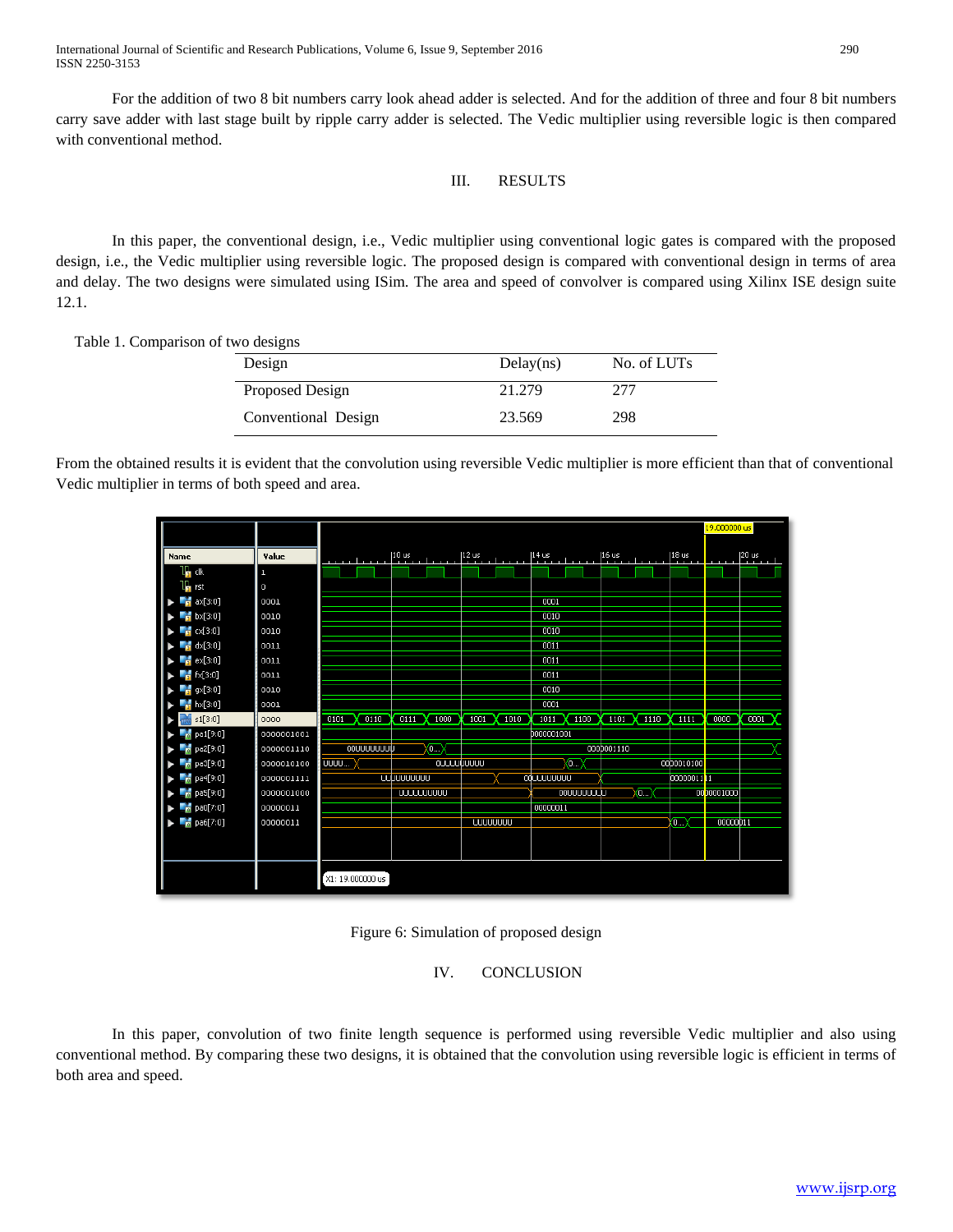For the addition of two 8 bit numbers carry look ahead adder is selected. And for the addition of three and four 8 bit numbers carry save adder with last stage built by ripple carry adder is selected. The Vedic multiplier using reversible logic is then compared with conventional method.

## III. RESULTS

In this paper, the conventional design, i.e., Vedic multiplier using conventional logic gates is compared with the proposed design, i.e., the Vedic multiplier using reversible logic. The proposed design is compared with conventional design in terms of area and delay. The two designs were simulated using ISim. The area and speed of convolver is compared using Xilinx ISE design suite 12.1.

Table 1. Comparison of two designs

| Design | Delay(ns) | No. of LUTs |
|---|---|---|
| Proposed Design | 21.279 | 277 |
| Conventional Design | 23.569 | 298 |

From the obtained results it is evident that the convolution using reversible Vedic multiplier is more efficient than that of conventional Vedic multiplier in terms of both speed and area.

Figure 6: Simulation of proposed design

## IV. CONCLUSION

In this paper, convolution of two finite length sequence is performed using reversible Vedic multiplier and also using conventional method. By comparing these two designs, it is obtained that the convolution using reversible logic is efficient in terms of both area and speed.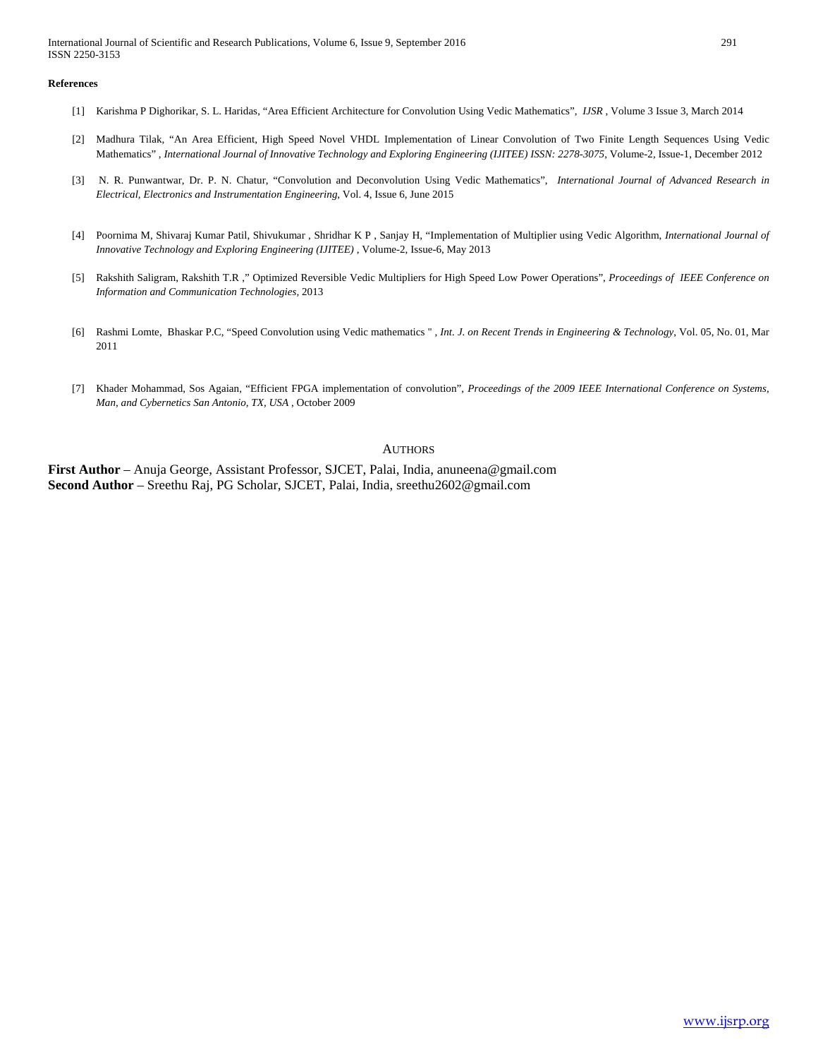**References**

[1] Karishma P Dighorikar, S. L. Haridas, "Area Efficient Architecture for Convolution Using Vedic Mathematics", *IJSR* , Volume 3 Issue 3, March 2014

[2] Madhura Tilak, "An Area Efficient, High Speed Novel VHDL Implementation of Linear Convolution of Two Finite Length Sequences Using Vedic Mathematics" , *International Journal of Innovative Technology and Exploring Engineering (IJITEE) ISSN: 2278-3075*, Volume-2, Issue-1, December 2012

[3] N. R. Punwantwar, Dr. P. N. Chatur, "Convolution and Deconvolution Using Vedic Mathematics", *International Journal of Advanced Research in Electrical, Electronics and Instrumentation Engineering*, Vol. 4, Issue 6, June 2015

[4] Poornima M, Shivaraj Kumar Patil, Shivukumar , Shridhar K P , Sanjay H, "Implementation of Multiplier using Vedic Algorithm, *International Journal of Innovative Technology and Exploring Engineering (IJITEE)* , Volume-2, Issue-6, May 2013

[5] Rakshith Saligram, Rakshith T.R ," Optimized Reversible Vedic Multipliers for High Speed Low Power Operations", *Proceedings of IEEE Conference on Information and Communication Technologies*, 2013

[6] Rashmi Lomte, Bhaskar P.C, "Speed Convolution using Vedic mathematics " , *Int. J. on Recent Trends in Engineering & Technology*, Vol. 05, No. 01, Mar 2011

[7] Khader Mohammad, Sos Agaian, "Efficient FPGA implementation of convolution", *Proceedings of the 2009 IEEE International Conference on Systems, Man, and Cybernetics San Antonio, TX, USA* , October 2009

AUTHORS

**First Author** – Anuja George, Assistant Professor, SJCET, Palai, India, anuneena@gmail.com
**Second Author** – Sreethu Raj, PG Scholar, SJCET, Palai, India, sreethu2602@gmail.com